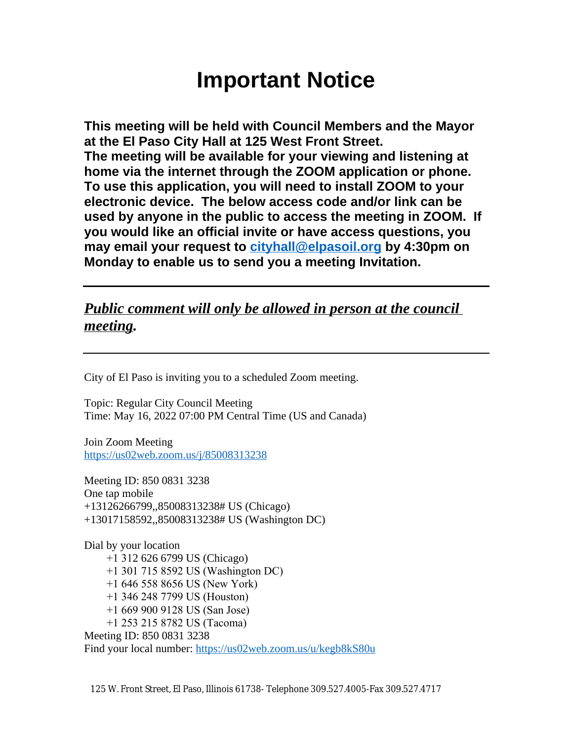# Important Notice

**This meeting will be held with Council Members and the Mayor at the El Paso City Hall at 125 West Front Street.**
**The meeting will be available for your viewing and listening at home via the internet through the ZOOM application or phone. To use this application, you will need to install ZOOM to your electronic device. The below access code and/or link can be used by anyone in the public to access the meeting in ZOOM. If you would like an official invite or have access questions, you may email your request to [cityhall@elpasoil.org](mailto:cityhall@elpasoil.org) by 4:30pm on Monday to enable us to send you a meeting Invitation.**

---

***Public comment will only be allowed in person at the council meeting.***

---

City of El Paso is inviting you to a scheduled Zoom meeting.

Topic: Regular City Council Meeting
Time: May 16, 2022 07:00 PM Central Time (US and Canada)

Join Zoom Meeting
https://us02web.zoom.us/j/85008313238

Meeting ID: 850 0831 3238
One tap mobile
+13126266799,,85008313238# US (Chicago)
+13017158592,,85008313238# US (Washington DC)

Dial by your location
 +1 312 626 6799 US (Chicago)
 +1 301 715 8592 US (Washington DC)
 +1 646 558 8656 US (New York)
 +1 346 248 7799 US (Houston)
 +1 669 900 9128 US (San Jose)
 +1 253 215 8782 US (Tacoma)
Meeting ID: 850 0831 3238
Find your local number: https://us02web.zoom.us/u/kegb8kS80u

125 W. Front Street, El Paso, Illinois 61738- Telephone 309.527.4005-Fax 309.527.4717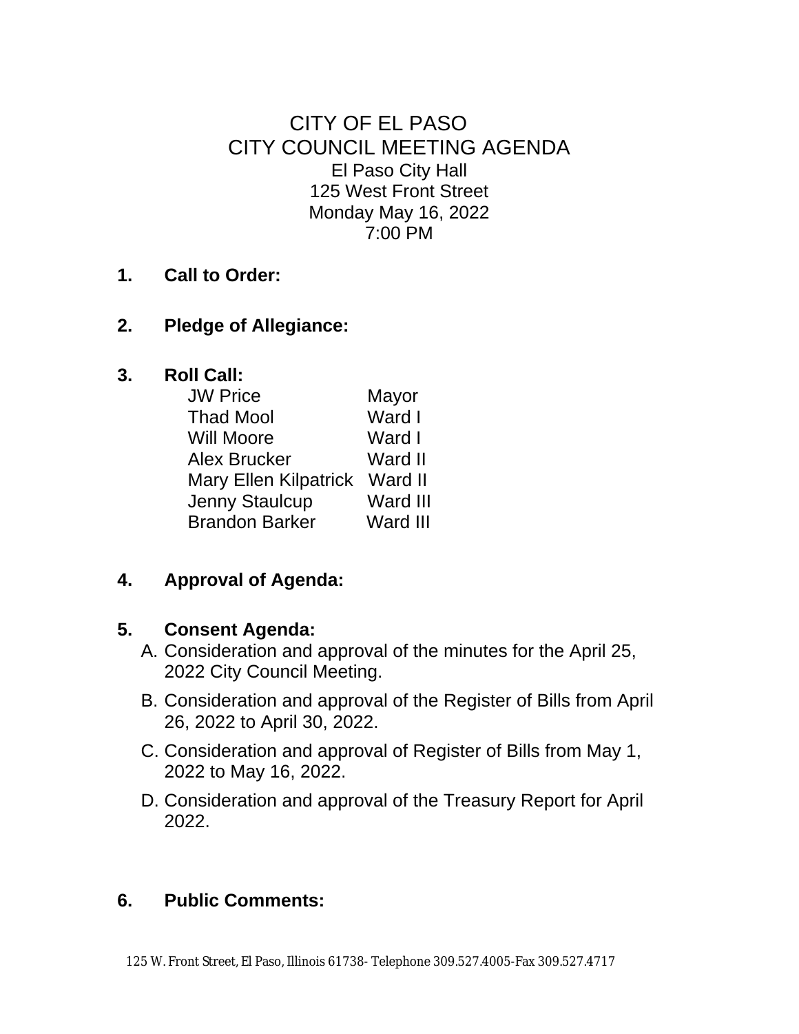# CITY OF EL PASO
## CITY COUNCIL MEETING AGENDA

El Paso City Hall
125 West Front Street
Monday May 16, 2022
7:00 PM

**1. Call to Order:**

**2. Pledge of Allegiance:**

**3. Roll Call:**

| | |
|---|---|
| JW Price | Mayor |
| Thad Mool | Ward I |
| Will Moore | Ward I |
| Alex Brucker | Ward II |
| Mary Ellen Kilpatrick | Ward II |
| Jenny Staulcup | Ward III |
| Brandon Barker | Ward III |

**4. Approval of Agenda:**

**5. Consent Agenda:**

A. Consideration and approval of the minutes for the April 25, 2022 City Council Meeting.

B. Consideration and approval of the Register of Bills from April 26, 2022 to April 30, 2022.

C. Consideration and approval of Register of Bills from May 1, 2022 to May 16, 2022.

D. Consideration and approval of the Treasury Report for April 2022.

**6. Public Comments:**

125 W. Front Street, El Paso, Illinois 61738- Telephone 309.527.4005-Fax 309.527.4717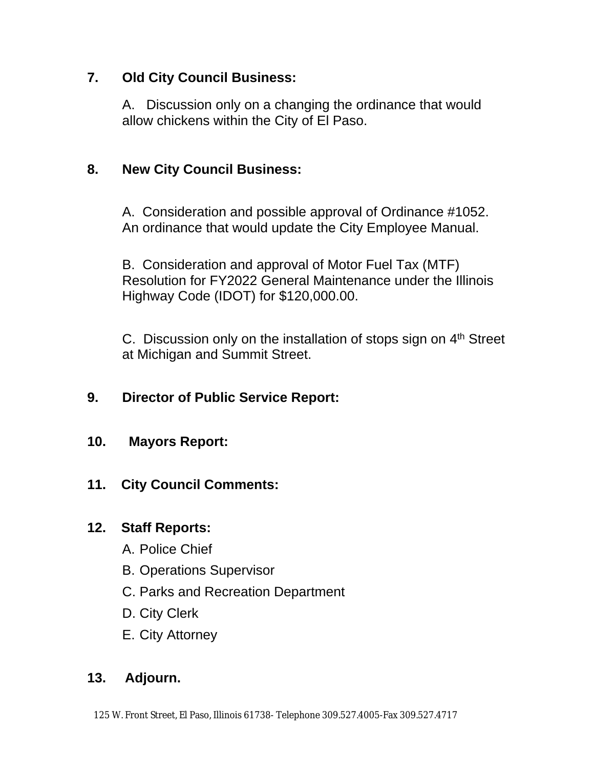**7. Old City Council Business:**

A. Discussion only on a changing the ordinance that would allow chickens within the City of El Paso.

**8. New City Council Business:**

A. Consideration and possible approval of Ordinance #1052. An ordinance that would update the City Employee Manual.

B. Consideration and approval of Motor Fuel Tax (MTF) Resolution for FY2022 General Maintenance under the Illinois Highway Code (IDOT) for $120,000.00.

C. Discussion only on the installation of stops sign on 4th Street at Michigan and Summit Street.

**9. Director of Public Service Report:**

**10. Mayors Report:**

**11. City Council Comments:**

**12. Staff Reports:**

A. Police Chief

B. Operations Supervisor

C. Parks and Recreation Department

D. City Clerk

E. City Attorney

**13. Adjourn.**

125 W. Front Street, El Paso, Illinois 61738- Telephone 309.527.4005-Fax 309.527.4717